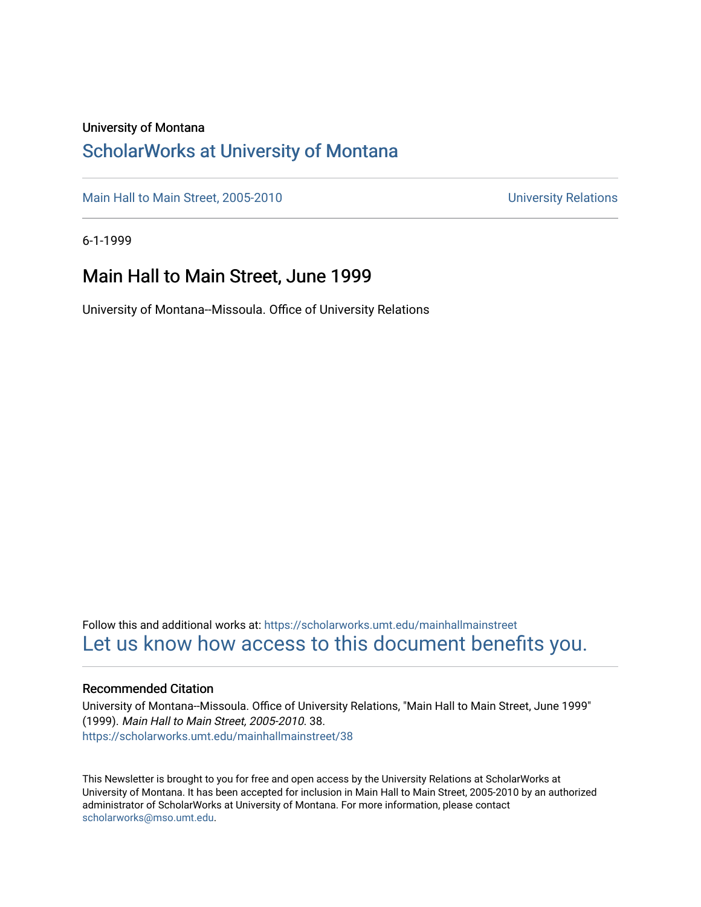University of Montana

## ScholarWorks at University of Montana

Main Hall to Main Street, 2005-2010 | University Relations

6-1-1999

# Main Hall to Main Street, June 1999

University of Montana--Missoula. Office of University Relations

Follow this and additional works at: https://scholarworks.umt.edu/mainhallmainstreet

Let us know how access to this document benefits you.

### Recommended Citation

University of Montana--Missoula. Office of University Relations, "Main Hall to Main Street, June 1999" (1999). *Main Hall to Main Street, 2005-2010*. 38.
https://scholarworks.umt.edu/mainhallmainstreet/38

This Newsletter is brought to you for free and open access by the University Relations at ScholarWorks at University of Montana. It has been accepted for inclusion in Main Hall to Main Street, 2005-2010 by an authorized administrator of ScholarWorks at University of Montana. For more information, please contact scholarworks@mso.umt.edu.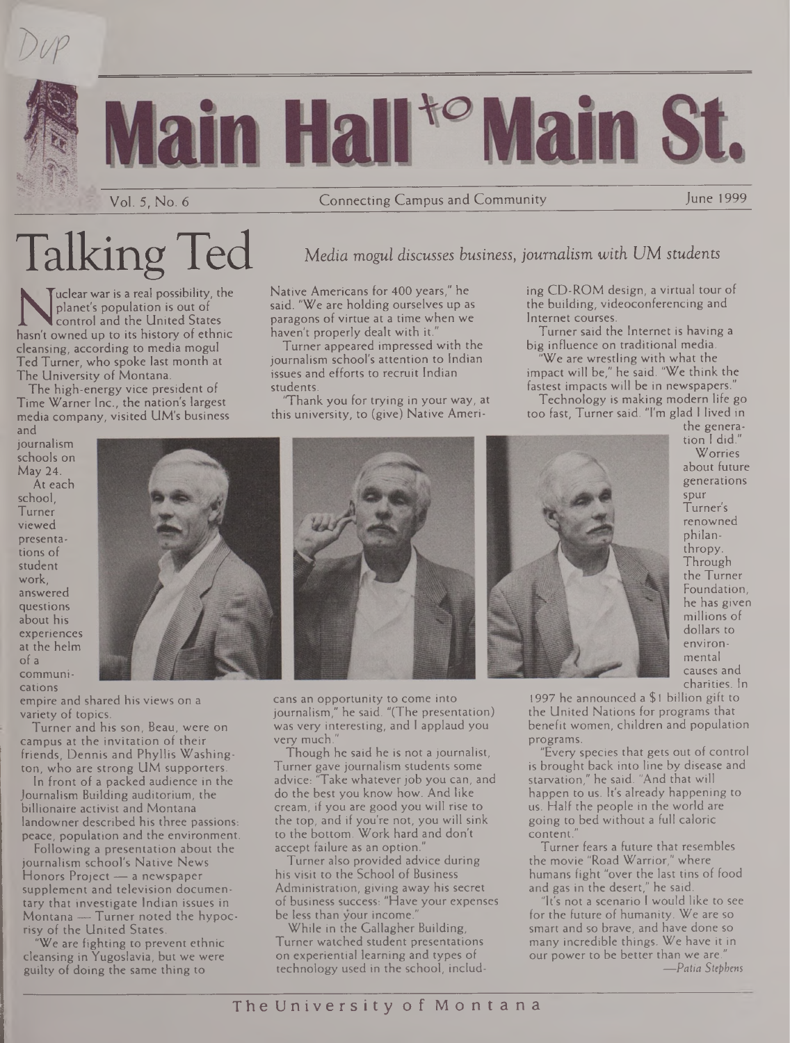# Main Hall to Main St.

Vol. 5, No. 6 | Connecting Campus and Community | June 1999

# Talking Ted

*Media mogul discusses business, journalism with UM students*

Nuclear war is a real possibility, the planet's population is out of control and the United States hasn't owned up to its history of ethnic cleansing, according to media mogul Ted Turner, who spoke last month at The University of Montana.

The high-energy vice president of Time Warner Inc., the nation's largest media company, visited UM's business and journalism schools on May 24.

At each school, Turner viewed presentations of student work, answered questions about his experiences at the helm of a communications empire and shared his views on a variety of topics.

Turner and his son, Beau, were on campus at the invitation of their friends, Dennis and Phyllis Washington, who are strong UM supporters.

In front of a packed audience in the Journalism Building auditorium, the billionaire activist and Montana landowner described his three passions: peace, population and the environment.

Following a presentation about the journalism school's Native News Honors Project — a newspaper supplement and television documentary that investigate Indian issues in Montana — Turner noted the hypocrisy of the United States.

"We are fighting to prevent ethnic cleansing in Yugoslavia, but we were guilty of doing the same thing to Native Americans for 400 years," he said. "We are holding ourselves up as paragons of virtue at a time when we haven't properly dealt with it."

Turner appeared impressed with the journalism school's attention to Indian issues and efforts to recruit Indian students.

"Thank you for trying in your way, at this university, to (give) Native Americans an opportunity to come into journalism," he said. "(The presentation) was very interesting, and I applaud you very much."

Though he said he is not a journalist, Turner gave journalism students some advice: "Take whatever job you can, and do the best you know how. And like cream, if you are good you will rise to the top, and if you're not, you will sink to the bottom. Work hard and don't accept failure as an option."

Turner also provided advice during his visit to the School of Business Administration, giving away his secret of business success: "Have your expenses be less than your income."

While in the Gallagher Building, Turner watched student presentations on experiential learning and types of technology used in the school, including CD-ROM design, a virtual tour of the building, videoconferencing and Internet courses.

Turner said the Internet is having a big influence on traditional media.

"We are wrestling with what the impact will be," he said. "We think the fastest impacts will be in newspapers."

Technology is making modern life go too fast, Turner said. "I'm glad I lived in the generation I did."

Worries about future generations spur Turner's renowned philanthropy. Through the Turner Foundation, he has given millions of dollars to environmental causes and charities. In 1997 he announced a $1 billion gift to the United Nations for programs that benefit women, children and population programs.

"Every species that gets out of control is brought back into line by disease and starvation," he said. "And that will happen to us. It's already happening to us. Half the people in the world are going to bed without a full caloric content."

Turner fears a future that resembles the movie "Road Warrior," where humans fight "over the last tins of food and gas in the desert," he said.

"It's not a scenario I would like to see for the future of humanity. We are so smart and so brave, and have done so many incredible things. We have it in our power to be better than we are."

*—Patia Stephens*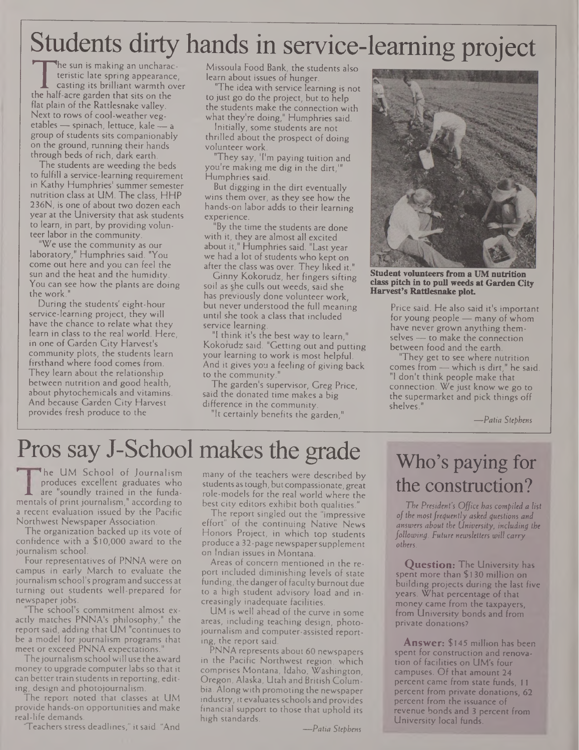# Students dirty hands in service-learning project

The sun is making an uncharacteristic late spring appearance, casting its brilliant warmth over the half-acre garden that sits on the flat plain of the Rattlesnake valley. Next to rows of cool-weather vegetables — spinach, lettuce, kale — a group of students sits companionably on the ground, running their hands through beds of rich, dark earth.

The students are weeding the beds to fulfill a service-learning requirement in Kathy Humphries' summer semester nutrition class at UM. The class, HHP 236N, is one of about two dozen each year at the University that ask students to learn, in part, by providing volunteer labor in the community.

"We use the community as our laboratory," Humphries said. "You come out here and you can feel the sun and the heat and the humidity. You can see how the plants are doing the work."

During the students' eight-hour service-learning project, they will have the chance to relate what they learn in class to the real world. Here, in one of Garden City Harvest's community plots, the students learn firsthand where food comes from. They learn about the relationship between nutrition and good health, about phytochemicals and vitamins. And because Garden City Harvest provides fresh produce to the Missoula Food Bank, the students also learn about issues of hunger.

"The idea with service learning is not to just go do the project, but to help the students make the connection with what they're doing," Humphries said.

Initially, some students are not thrilled about the prospect of doing volunteer work.

"They say, 'I'm paying tuition and you're making me dig in the dirt,'" Humphries said.

But digging in the dirt eventually wins them over, as they see how the hands-on labor adds to their learning experience.

"By the time the students are done with it, they are almost all excited about it," Humphries said. "Last year we had a lot of students who kept on after the class was over. They liked it."

Ginny Kokorudz, her fingers sifting soil as she culls out weeds, said she has previously done volunteer work, but never understood the full meaning until she took a class that included service learning.

"I think it's the best way to learn," Kokorudz said. "Getting out and putting your learning to work is most helpful. And it gives you a feeling of giving back to the community."

The garden's supervisor, Greg Price, said the donated time makes a big difference in the community.

"It certainly benefits the garden," Price said. He also said it's important for young people — many of whom have never grown anything themselves — to make the connection between food and the earth.

"They get to see where nutrition comes from — which is dirt," he said. "I don't think people make that connection. We just know we go to the supermarket and pick things off shelves."

**Student volunteers from a UM nutrition class pitch in to pull weeds at Garden City Harvest's Rattlesnake plot.**

*—Patia Stephens*

# Pros say J-School makes the grade

The UM School of Journalism produces excellent graduates who are "soundly trained in the fundamentals of print journalism," according to a recent evaluation issued by the Pacific Northwest Newspaper Association.

The organization backed up its vote of confidence with a $10,000 award to the journalism school.

Four representatives of PNNA were on campus in early March to evaluate the journalism school's program and success at turning out students well-prepared for newspaper jobs.

"The school's commitment almost exactly matches PNNA's philosophy," the report said, adding that UM "continues to be a model for journalism programs that meet or exceed PNNA expectations."

The journalism school will use the award money to upgrade computer labs so that it can better train students in reporting, editing, design and photojournalism.

The report noted that classes at UM provide hands-on opportunities and make real-life demands.

"Teachers stress deadlines," it said. "And many of the teachers were described by students as tough, but compassionate, great role-models for the real world where the best city editors exhibit both qualities."

The report singled out the "impressive effort" of the continuing Native News Honors Project, in which top students produce a 32-page newspaper supplement on Indian issues in Montana.

Areas of concern mentioned in the report included diminishing levels of state funding, the danger of faculty burnout due to a high student advisory load and increasingly inadequate facilities.

UM is well ahead of the curve in some areas, including teaching design, photojournalism and computer-assisted reporting, the report said.

PNNA represents about 60 newspapers in the Pacific Northwest region, which comprises Montana, Idaho, Washington, Oregon, Alaska, Utah and British Columbia. Along with promoting the newspaper industry, it evaluates schools and provides financial support to those that uphold its high standards.

*—Patia Stephens*

## Who's paying for the construction?

*The President's Office has compiled a list of the most frequently asked questions and answers about the University, including the following. Future newsletters will carry others.*

**Question:** The University has spent more than $130 million on building projects during the last five years. What percentage of that money came from the taxpayers, from University bonds and from private donations?

**Answer:** $145 million has been spent for construction and renovation of facilities on UM's four campuses. Of that amount 24 percent came from state funds, 11 percent from private donations, 62 percent from the issuance of revenue bonds and 3 percent from University local funds.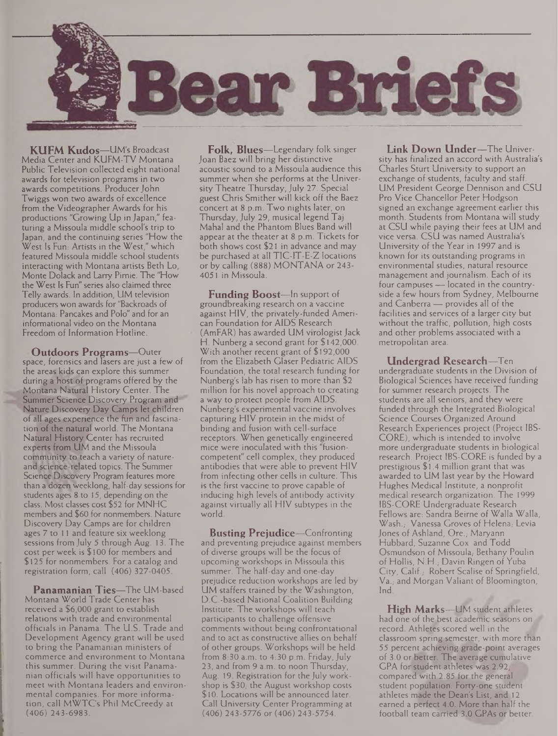# Bear Briefs

**KUFM Kudos**—UM's Broadcast Media Center and KUFM-TV Montana Public Television collected eight national awards for television programs in two awards competitions. Producer John Twiggs won two awards of excellence from the Videographer Awards for his productions "Growing Up in Japan," featuring a Missoula middle school's trip to Japan, and the continuing series "How the West Is Fun: Artists in the West," which featured Missoula middle school students interacting with Montana artists Beth Lo, Monte Dolack and Larry Pirnie. The "How the West Is Fun" series also claimed three Telly awards. In addition, UM television producers won awards for "Backroads of Montana: Pancakes and Polo" and for an informational video on the Montana Freedom of Information Hotline.

**Outdoors Programs**—Outer space, forensics and lasers are just a few of the areas kids can explore this summer during a host of programs offered by the Montana Natural History Center. The Summer Science Discovery Program and Nature Discovery Day Camps let children of all ages experience the fun and fascination of the natural world. The Montana Natural History Center has recruited experts from UM and the Missoula community to teach a variety of nature- and science-related topics. The Summer Science Discovery Program features more than a dozen weeklong, half-day sessions for students ages 8 to 15, depending on the class. Most classes cost $52 for MNHC members and $60 for nonmembers. Nature Discovery Day Camps are for children ages 7 to 11 and feature six weeklong sessions from July 5 through Aug. 13. The cost per week is $100 for members and $125 for nonmembers. For a catalog and registration form, call (406) 327-0405.

**Panamanian Ties**—The UM-based Montana World Trade Center has received a $6,000 grant to establish relations with trade and environmental officials in Panama. The U.S. Trade and Development Agency grant will be used to bring the Panamanian ministers of commerce and environment to Montana this summer. During the visit Panamanian officials will have opportunities to meet with Montana leaders and environmental companies. For more information, call MWTC's Phil McCreedy at (406) 243-6983.

**Folk, Blues**—Legendary folk singer Joan Baez will bring her distinctive acoustic sound to a Missoula audience this summer when she performs at the University Theatre Thursday, July 27. Special guest Chris Smither will kick off the Baez concert at 8 p.m. Two nights later, on Thursday, July 29, musical legend Taj Mahal and the Phantom Blues Band will appear at the theater at 8 p.m. Tickets for both shows cost $21 in advance and may be purchased at all TIC-IT-E-Z locations or by calling (888) MONTANA or 243-4051 in Missoula.

**Funding Boost**—In support of groundbreaking research on a vaccine against HIV, the privately-funded American Foundation for AIDS Research (AmFAR) has awarded UM virologist Jack H. Nunberg a second grant for $142,000. With another recent grant of $192,000 from the Elizabeth Glaser Pediatric AIDS Foundation, the total research funding for Nunberg's lab has risen to more than $2 million for his novel approach to creating a way to protect people from AIDS. Nunberg's experimental vaccine involves capturing HIV protein in the midst of binding and fusion with cell-surface receptors. When genetically engineered mice were inoculated with this "fusion-competent" cell complex, they produced antibodies that were able to prevent HIV from infecting other cells in culture. This is the first vaccine to prove capable of inducing high levels of antibody activity against virtually all HIV subtypes in the world.

**Busting Prejudice**—Confronting and preventing prejudice against members of diverse groups will be the focus of upcoming workshops in Missoula this summer. The half-day and one-day prejudice reduction workshops are led by UM staffers trained by the Washington, D.C.-based National Coalition Building Institute. The workshops will teach participants to challenge offensive comments without being confrontational and to act as constructive allies on behalf of other groups. Workshops will be held from 8:30 a.m. to 4:30 p.m. Friday, July 23, and from 9 a.m. to noon Thursday, Aug. 19. Registration for the July workshop is $30; the August workshop costs $10. Locations will be announced later. Call University Center Programming at (406) 243-5776 or (406) 243-5754.

**Link Down Under**—The University has finalized an accord with Australia's Charles Sturt University to support an exchange of students, faculty and staff. UM President George Dennison and CSU Pro Vice Chancellor Peter Hodgson signed an exchange agreement earlier this month. Students from Montana will study at CSU while paying their fees at UM and vice versa. CSU was named Australia's University of the Year in 1997 and is known for its outstanding programs in environmental studies, natural resource management and journalism. Each of its four campuses — located in the countryside a few hours from Sydney, Melbourne and Canberra — provides all of the facilities and services of a larger city but without the traffic, pollution, high costs and other problems associated with a metropolitan area.

**Undergrad Research**—Ten undergraduate students in the Division of Biological Sciences have received funding for summer research projects. The students are all seniors, and they were funded through the Integrated Biological Science Courses Organized Around Research Experiences project (Project IBS-CORE), which is intended to involve more undergraduate students in biological research. Project IBS-CORE is funded by a prestigious $1.4 million grant that was awarded to UM last year by the Howard Hughes Medical Institute, a nonprofit medical research organization. The 1999 IBS-CORE Undergraduate Research Fellows are: Sandra Beirne of Walla Walla, Wash.; Vanessa Groves of Helena; Levia Jones of Ashland, Ore.; Maryann Hubbard, Suzanne Cox and Todd Osmundson of Missoula; Bethany Poulin of Hollis, N.H.; Davin Ringen of Yuba City, Calif.; Robert Scalise of Springfield, Va.; and Morgan Valiant of Bloomington, Ind.

**High Marks**—UM student athletes had one of the best academic seasons on record. Athletes scored well in the classroom spring semester, with more than 55 percent achieving grade-point averages of 3.0 or better. The average cumulative GPA for student athletes was 2.92, compared with 2.85 for the general student population. Forty-one student athletes made the Dean's List, and 12 earned a perfect 4.0. More than half the football team carried 3.0 GPAs or better.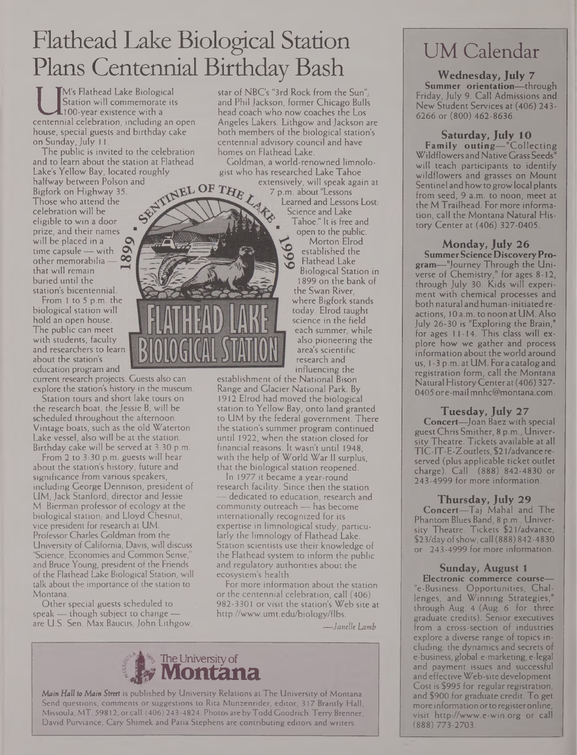# Flathead Lake Biological Station Plans Centennial Birthday Bash

UM's Flathead Lake Biological Station will commemorate its 100-year existence with a centennial celebration, including an open house, special guests and birthday cake on Sunday, July 11.

The public is invited to the celebration and to learn about the station at Flathead Lake's Yellow Bay, located roughly halfway between Polson and Bigfork on Highway 35. Those who attend the celebration will be eligible to win a door prize, and their names will be placed in a time capsule — with other memorabilia — that will remain buried until the station's bicentennial.

From 1 to 5 p.m. the biological station will hold an open house. The public can meet with students, faculty and researchers to learn about the station's education program and current research projects. Guests also can explore the station's history in the museum.

Station tours and short lake tours on the research boat, the Jessie B, will be scheduled throughout the afternoon. Vintage boats, such as the old Waterton Lake vessel, also will be at the station. Birthday cake will be served at 3:30 p.m.

From 2 to 3:30 p.m. guests will hear about the station's history, future and significance from various speakers, including George Dennison, president of UM; Jack Stanford, director and Jessie M. Bierman professor of ecology at the biological station; and Lloyd Chesnut, vice president for research at UM. Professor Charles Goldman from the University of California, Davis, will discuss "Science, Economies and Common Sense," and Bruce Young, president of the Friends of the Flathead Lake Biological Station, will talk about the importance of the station to Montana.

Other special guests scheduled to speak — though subject to change — are U.S. Sen. Max Baucus; John Lithgow, star of NBC's "3rd Rock from the Sun"; and Phil Jackson, former Chicago Bulls head coach who now coaches the Los Angeles Lakers. Lithgow and Jackson are both members of the biological station's centennial advisory council and have homes on Flathead Lake.

Goldman, a world-renowned limnologist who has researched Lake Tahoe extensively, will speak again at 7 p.m. about "Lessons Learned and Lessons Lost: Science and Lake Tahoe." It is free and open to the public.

Morton Elrod established the Flathead Lake Biological Station in 1899 on the bank of the Swan River, where Bigfork stands today. Elrod taught science in the field each summer, while also pioneering the area's scientific research and influencing the establishment of the National Bison Range and Glacier National Park. By 1912 Elrod had moved the biological station to Yellow Bay, onto land granted to UM by the federal government. There the station's summer program continued until 1922, when the station closed for financial reasons. It wasn't until 1948, with the help of World War II surplus, that the biological station reopened.

In 1977 it became a year-round research facility. Since then the station — dedicated to education, research and community outreach — has become internationally recognized for its expertise in limnological study, particularly the limnology of Flathead Lake. Station scientists use their knowledge of the Flathead system to inform the public and regulatory authorities about the ecosystem's health.

For more information about the station or the centennial celebration, call (406) 982-3301 or visit the station's Web site at http://www.umt.edu/biology/flbs.

*—Janelle Lamb*

SENTINEL OF THE LAKE • 1899 • 1999
FLATHEAD LAKE BIOLOGICAL STATION

The University of Montana

*Main Hall to Main Street* is published by University Relations at The University of Montana. Send questions, comments or suggestions to Rita Munzenrider, editor, 317 Brantly Hall, Missoula, MT 59812, or call (406) 243-4824. Photos are by Todd Goodrich. Terry Brenner, David Purviance, Cary Shimek and Patia Stephens are contributing editors and writers.

# UM Calendar

### Wednesday, July 7

**Summer orientation**—through Friday, July 9. Call Admissions and New Student Services at (406) 243-6266 or (800) 462-8636.

### Saturday, July 10

**Family outing**—"Collecting Wildflowers and Native Grass Seeds" will teach participants to identify wildflowers and grasses on Mount Sentinel and how to grow local plants from seed, 9 a.m. to noon, meet at the M Trailhead. For more information, call the Montana Natural History Center at (406) 327-0405.

### Monday, July 26

**Summer Science Discovery Program**—"Journey Through the Universe of Chemistry," for ages 8-12, through July 30. Kids will experiment with chemical processes and both natural and human-initiated reactions, 10 a.m. to noon at UM. Also July 26-30 is "Exploring the Brain," for ages 11-14. This class will explore how we gather and process information about the world around us, 1-3 p.m. at UM. For a catalog and registration form, call the Montana Natural History Center at (406) 327-0405 or e-mail mnhc@montana.com.

### Tuesday, July 27

**Concert**—Joan Baez with special guest Chris Smither, 8 p.m., University Theatre. Tickets available at all TIC-IT-E-Z outlets, $21/advance reserved (plus applicable ticket outlet charge). Call (888) 842-4830 or 243-4999 for more information.

### Thursday, July 29

**Concert**—Taj Mahal and The Phantom Blues Band, 8 p.m., University Theatre. Tickets $21/advance, $23/day of show; call (888) 842-4830 or 243-4999 for more information.

### Sunday, August 1

**Electronic commerce course**—"e-Business: Opportunities, Challenges, and Winning Strategies," through Aug. 4 (Aug. 6 for three graduate credits). Senior executives from a cross-section of industries explore a diverse range of topics including: the dynamics and secrets of e-business, global e-marketing, e-legal and payment issues and successful and effective Web-site development. Cost is $995 for regular registration, and $900 for graduate credit. To get more information or to register online, visit http://www.e-win.org or call (888) 773-2703.